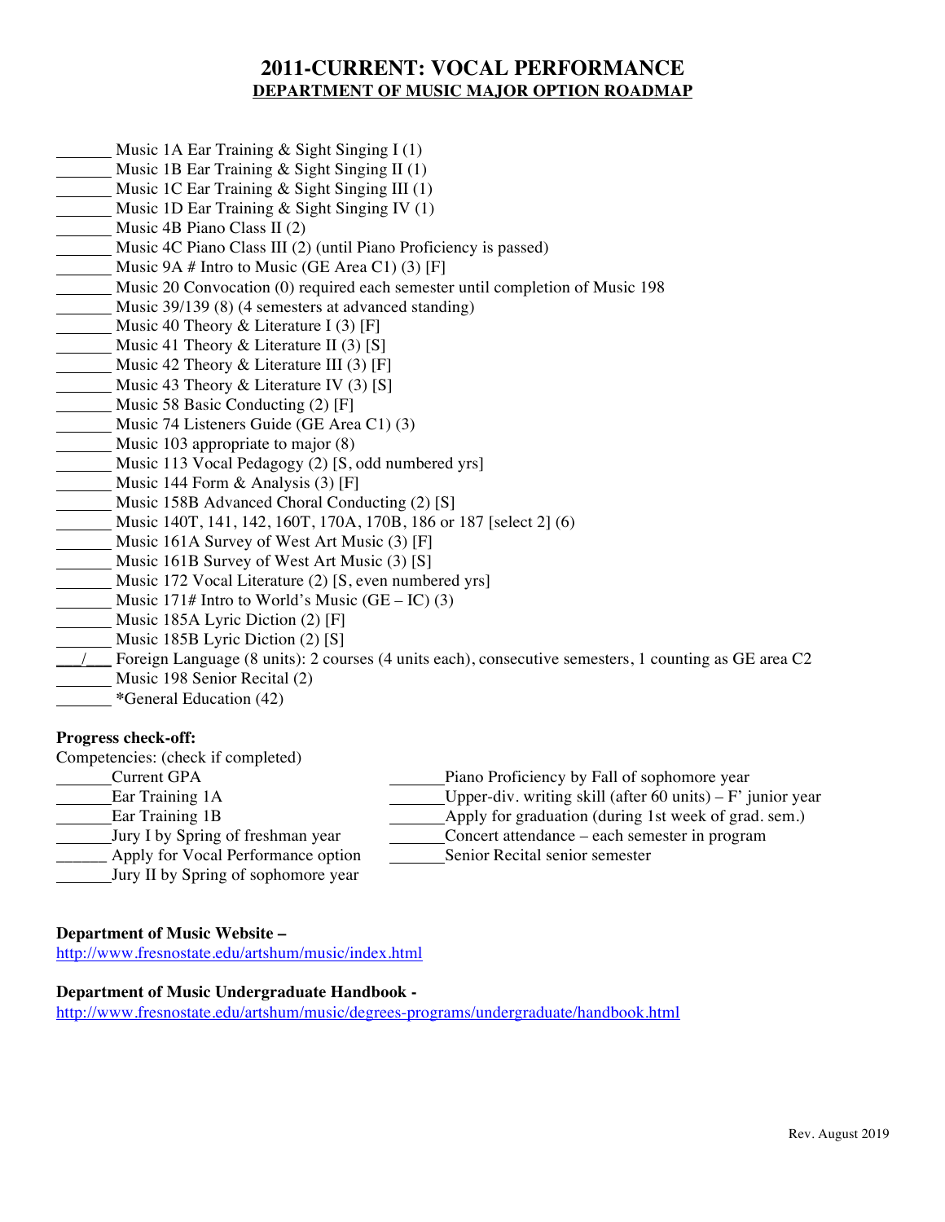# 2011-CURRENT: VOCAL PERFORMANCE

## DEPARTMENT OF MUSIC MAJOR OPTION ROADMAP

_______ Music 1A Ear Training & Sight Singing I (1)
_______ Music 1B Ear Training & Sight Singing II (1)
_______ Music 1C Ear Training & Sight Singing III (1)
_______ Music 1D Ear Training & Sight Singing IV (1)
_______ Music 4B Piano Class II (2)
_______ Music 4C Piano Class III (2) (until Piano Proficiency is passed)
_______ Music 9A # Intro to Music (GE Area C1) (3) [F]
_______ Music 20 Convocation (0) required each semester until completion of Music 198
_______ Music 39/139 (8) (4 semesters at advanced standing)
_______ Music 40 Theory & Literature I (3) [F]
_______ Music 41 Theory & Literature II (3) [S]
_______ Music 42 Theory & Literature III (3) [F]
_______ Music 43 Theory & Literature IV (3) [S]
_______ Music 58 Basic Conducting (2) [F]
_______ Music 74 Listeners Guide (GE Area C1) (3)
_______ Music 103 appropriate to major (8)
_______ Music 113 Vocal Pedagogy (2) [S, odd numbered yrs]
_______ Music 144 Form & Analysis (3) [F]
_______ Music 158B Advanced Choral Conducting (2) [S]
_______ Music 140T, 141, 142, 160T, 170A, 170B, 186 or 187 [select 2] (6)
_______ Music 161A Survey of West Art Music (3) [F]
_______ Music 161B Survey of West Art Music (3) [S]
_______ Music 172 Vocal Literature (2) [S, even numbered yrs]
_______ Music 171# Intro to World's Music (GE – IC) (3)
_______ Music 185A Lyric Diction (2) [F]
_______ Music 185B Lyric Diction (2) [S]
___/___ Foreign Language (8 units): 2 courses (4 units each), consecutive semesters, 1 counting as GE area C2
_______ Music 198 Senior Recital (2)
_______ *General Education (42)

**Progress check-off:**

Competencies: (check if completed)

_______Current GPA
_______Ear Training 1A
_______Ear Training 1B
_______Jury I by Spring of freshman year
_______ Apply for Vocal Performance option
_______Jury II by Spring of sophomore year
_______Piano Proficiency by Fall of sophomore year
_______Upper-div. writing skill (after 60 units) – F' junior year
_______Apply for graduation (during 1st week of grad. sem.)
_______Concert attendance – each semester in program
_______Senior Recital senior semester

**Department of Music Website –**
http://www.fresnostate.edu/artshum/music/index.html

**Department of Music Undergraduate Handbook -**
http://www.fresnostate.edu/artshum/music/degrees-programs/undergraduate/handbook.html

Rev. August 2019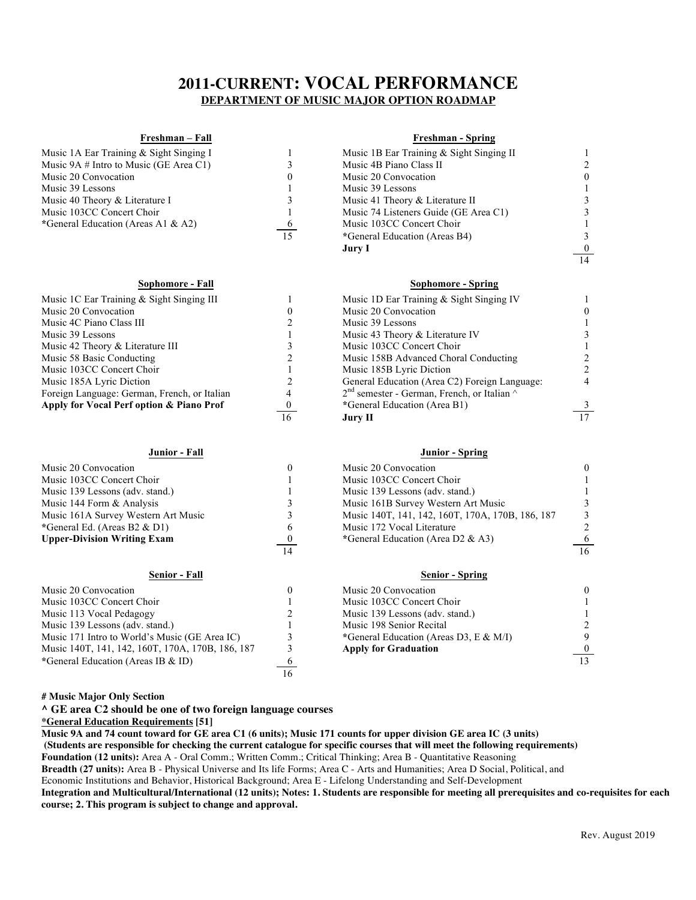# 2011-CURRENT: VOCAL PERFORMANCE

## DEPARTMENT OF MUSIC MAJOR OPTION ROADMAP

| Freshman – Fall | | Freshman - Spring | |
|---|---|---|---|
| Music 1A Ear Training & Sight Singing I | 1 | Music 1B Ear Training & Sight Singing II | 1 |
| Music 9A # Intro to Music (GE Area C1) | 3 | Music 4B Piano Class II | 2 |
| Music 20 Convocation | 0 | Music 20 Convocation | 0 |
| Music 39 Lessons | 1 | Music 39 Lessons | 1 |
| Music 40 Theory & Literature I | 3 | Music 41 Theory & Literature II | 3 |
| Music 103CC Concert Choir | 1 | Music 74 Listeners Guide (GE Area C1) | 3 |
| *General Education (Areas A1 & A2) | 6 | Music 103CC Concert Choir | 1 |
| | 15 | *General Education (Areas B4) | 3 |
| | | **Jury I** | 0 |
| | | | 14 |

| Sophomore - Fall | | Sophomore - Spring | |
|---|---|---|---|
| Music 1C Ear Training & Sight Singing III | 1 | Music 1D Ear Training & Sight Singing IV | 1 |
| Music 20 Convocation | 0 | Music 20 Convocation | 0 |
| Music 4C Piano Class III | 2 | Music 39 Lessons | 1 |
| Music 39 Lessons | 1 | Music 43 Theory & Literature IV | 3 |
| Music 42 Theory & Literature III | 3 | Music 103CC Concert Choir | 1 |
| Music 58 Basic Conducting | 2 | Music 158B Advanced Choral Conducting | 2 |
| Music 103CC Concert Choir | 1 | Music 185B Lyric Diction | 2 |
| Music 185A Lyric Diction | 2 | General Education (Area C2) Foreign Language: 2nd semester - German, French, or Italian ^ | 4 |
| Foreign Language: German, French, or Italian | 4 | *General Education (Area B1) | 3 |
| **Apply for Vocal Perf option & Piano Prof** | 0 | **Jury II** | |
| | 16 | | 17 |

| Junior - Fall | | Junior - Spring | |
|---|---|---|---|
| Music 20 Convocation | 0 | Music 20 Convocation | 0 |
| Music 103CC Concert Choir | 1 | Music 103CC Concert Choir | 1 |
| Music 139 Lessons (adv. stand.) | 1 | Music 139 Lessons (adv. stand.) | 1 |
| Music 144 Form & Analysis | 3 | Music 161B Survey Western Art Music | 3 |
| Music 161A Survey Western Art Music | 3 | Music 140T, 141, 142, 160T, 170A, 170B, 186, 187 | 3 |
| *General Ed. (Areas B2 & D1) | 6 | Music 172 Vocal Literature | 2 |
| **Upper-Division Writing Exam** | 0 | *General Education (Area D2 & A3) | 6 |
| | 14 | | 16 |

| Senior - Fall | | Senior - Spring | |
|---|---|---|---|
| Music 20 Convocation | 0 | Music 20 Convocation | 0 |
| Music 103CC Concert Choir | 1 | Music 103CC Concert Choir | 1 |
| Music 113 Vocal Pedagogy | 2 | Music 139 Lessons (adv. stand.) | 1 |
| Music 139 Lessons (adv. stand.) | 1 | Music 198 Senior Recital | 2 |
| Music 171 Intro to World's Music (GE Area IC) | 3 | *General Education (Areas D3, E & M/I) | 9 |
| Music 140T, 141, 142, 160T, 170A, 170B, 186, 187 | 3 | **Apply for Graduation** | 0 |
| *General Education (Areas IB & ID) | 6 | | 13 |
| | 16 | | |

**# Music Major Only Section**

**^ GE area C2 should be one of two foreign language courses**

**\*General Education Requirements [51]**

**Music 9A and 74 count toward for GE area C1 (6 units); Music 171 counts for upper division GE area IC (3 units)**

**(Students are responsible for checking the current catalogue for specific courses that will meet the following requirements)**

**Foundation (12 units):** Area A - Oral Comm.; Written Comm.; Critical Thinking; Area B - Quantitative Reasoning

**Breadth (27 units):** Area B - Physical Universe and Its life Forms; Area C - Arts and Humanities; Area D Social, Political, and Economic Institutions and Behavior, Historical Background; Area E - Lifelong Understanding and Self-Development

**Integration and Multicultural/International (12 units); Notes: 1. Students are responsible for meeting all prerequisites and co-requisites for each course; 2. This program is subject to change and approval.**

Rev. August 2019